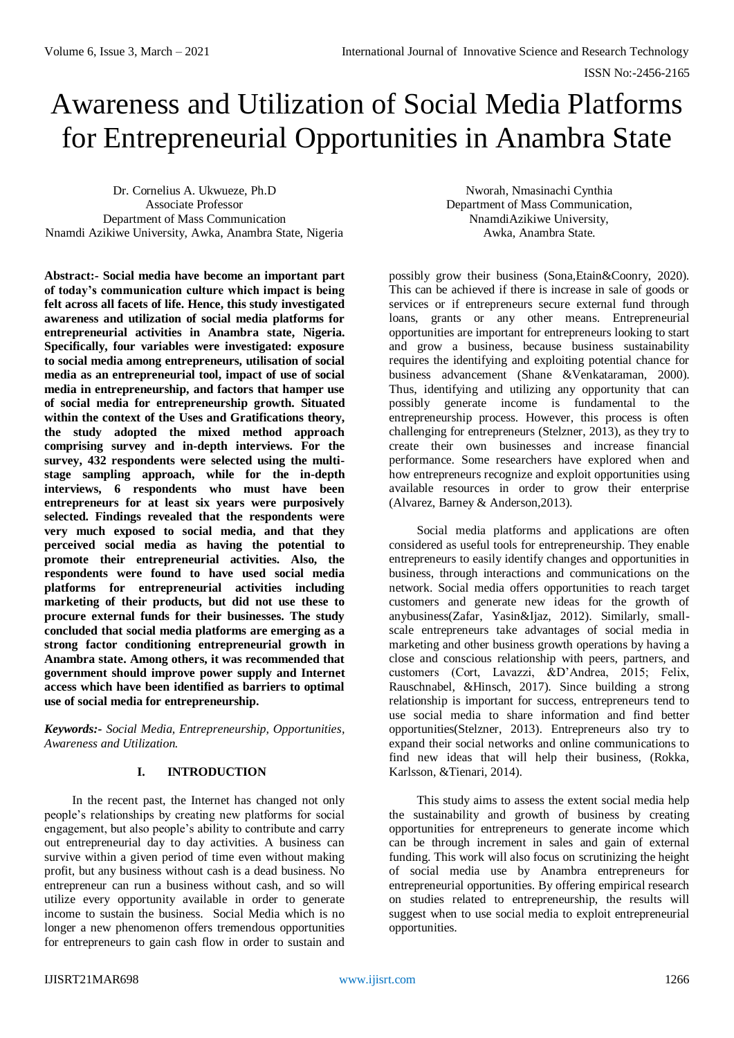# Awareness and Utilization of Social Media Platforms for Entrepreneurial Opportunities in Anambra State

Dr. Cornelius A. Ukwueze, Ph.D
Associate Professor
Department of Mass Communication
Nnamdi Azikiwe University, Awka, Anambra State, Nigeria

Nworah, Nmasinachi Cynthia
Department of Mass Communication,
NnamdiAzikiwe University,
Awka, Anambra State.

**Abstract:- Social media have become an important part of today's communication culture which impact is being felt across all facets of life. Hence, this study investigated awareness and utilization of social media platforms for entrepreneurial activities in Anambra state, Nigeria. Specifically, four variables were investigated: exposure to social media among entrepreneurs, utilisation of social media as an entrepreneurial tool, impact of use of social media in entrepreneurship, and factors that hamper use of social media for entrepreneurship growth. Situated within the context of the Uses and Gratifications theory, the study adopted the mixed method approach comprising survey and in-depth interviews. For the survey, 432 respondents were selected using the multi-stage sampling approach, while for the in-depth interviews, 6 respondents who must have been entrepreneurs for at least six years were purposively selected. Findings revealed that the respondents were very much exposed to social media, and that they perceived social media as having the potential to promote their entrepreneurial activities. Also, the respondents were found to have used social media platforms for entrepreneurial activities including marketing of their products, but did not use these to procure external funds for their businesses. The study concluded that social media platforms are emerging as a strong factor conditioning entrepreneurial growth in Anambra state. Among others, it was recommended that government should improve power supply and Internet access which have been identified as barriers to optimal use of social media for entrepreneurship.**

***Keywords:-*** *Social Media, Entrepreneurship, Opportunities, Awareness and Utilization.*

## I. INTRODUCTION

In the recent past, the Internet has changed not only people's relationships by creating new platforms for social engagement, but also people's ability to contribute and carry out entrepreneurial day to day activities. A business can survive within a given period of time even without making profit, but any business without cash is a dead business. No entrepreneur can run a business without cash, and so will utilize every opportunity available in order to generate income to sustain the business. Social Media which is no longer a new phenomenon offers tremendous opportunities for entrepreneurs to gain cash flow in order to sustain and possibly grow their business (Sona,Etain&Coonry, 2020). This can be achieved if there is increase in sale of goods or services or if entrepreneurs secure external fund through loans, grants or any other means. Entrepreneurial opportunities are important for entrepreneurs looking to start and grow a business, because business sustainability requires the identifying and exploiting potential chance for business advancement (Shane &Venkataraman, 2000). Thus, identifying and utilizing any opportunity that can possibly generate income is fundamental to the entrepreneurship process. However, this process is often challenging for entrepreneurs (Stelzner, 2013), as they try to create their own businesses and increase financial performance. Some researchers have explored when and how entrepreneurs recognize and exploit opportunities using available resources in order to grow their enterprise (Alvarez, Barney & Anderson,2013).

Social media platforms and applications are often considered as useful tools for entrepreneurship. They enable entrepreneurs to easily identify changes and opportunities in business, through interactions and communications on the network. Social media offers opportunities to reach target customers and generate new ideas for the growth of anybusiness(Zafar, Yasin&Ijaz, 2012). Similarly, small-scale entrepreneurs take advantages of social media in marketing and other business growth operations by having a close and conscious relationship with peers, partners, and customers (Cort, Lavazzi, &D'Andrea, 2015; Felix, Rauschnabel, &Hinsch, 2017). Since building a strong relationship is important for success, entrepreneurs tend to use social media to share information and find better opportunities(Stelzner, 2013). Entrepreneurs also try to expand their social networks and online communications to find new ideas that will help their business, (Rokka, Karlsson, &Tienari, 2014).

This study aims to assess the extent social media help the sustainability and growth of business by creating opportunities for entrepreneurs to generate income which can be through increment in sales and gain of external funding. This work will also focus on scrutinizing the height of social media use by Anambra entrepreneurs for entrepreneurial opportunities. By offering empirical research on studies related to entrepreneurship, the results will suggest when to use social media to exploit entrepreneurial opportunities.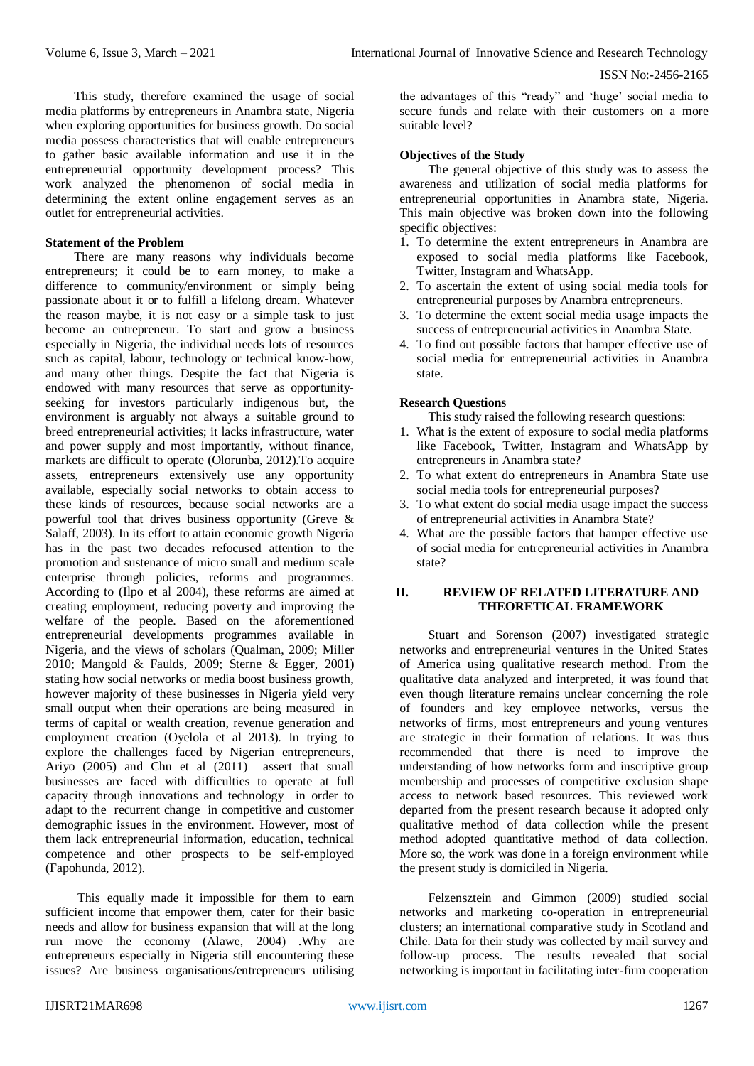This study, therefore examined the usage of social media platforms by entrepreneurs in Anambra state, Nigeria when exploring opportunities for business growth. Do social media possess characteristics that will enable entrepreneurs to gather basic available information and use it in the entrepreneurial opportunity development process? This work analyzed the phenomenon of social media in determining the extent online engagement serves as an outlet for entrepreneurial activities.

**Statement of the Problem**

There are many reasons why individuals become entrepreneurs; it could be to earn money, to make a difference to community/environment or simply being passionate about it or to fulfill a lifelong dream. Whatever the reason maybe, it is not easy or a simple task to just become an entrepreneur. To start and grow a business especially in Nigeria, the individual needs lots of resources such as capital, labour, technology or technical know-how, and many other things. Despite the fact that Nigeria is endowed with many resources that serve as opportunity-seeking for investors particularly indigenous but, the environment is arguably not always a suitable ground to breed entrepreneurial activities; it lacks infrastructure, water and power supply and most importantly, without finance, markets are difficult to operate (Olorunba, 2012).To acquire assets, entrepreneurs extensively use any opportunity available, especially social networks to obtain access to these kinds of resources, because social networks are a powerful tool that drives business opportunity (Greve & Salaff, 2003). In its effort to attain economic growth Nigeria has in the past two decades refocused attention to the promotion and sustenance of micro small and medium scale enterprise through policies, reforms and programmes. According to (Ilpo et al 2004), these reforms are aimed at creating employment, reducing poverty and improving the welfare of the people. Based on the aforementioned entrepreneurial developments programmes available in Nigeria, and the views of scholars (Qualman, 2009; Miller 2010; Mangold & Faulds, 2009; Sterne & Egger, 2001) stating how social networks or media boost business growth, however majority of these businesses in Nigeria yield very small output when their operations are being measured in terms of capital or wealth creation, revenue generation and employment creation (Oyelola et al 2013). In trying to explore the challenges faced by Nigerian entrepreneurs, Ariyo (2005) and Chu et al (2011) assert that small businesses are faced with difficulties to operate at full capacity through innovations and technology in order to adapt to the recurrent change in competitive and customer demographic issues in the environment. However, most of them lack entrepreneurial information, education, technical competence and other prospects to be self-employed (Fapohunda, 2012).

This equally made it impossible for them to earn sufficient income that empower them, cater for their basic needs and allow for business expansion that will at the long run move the economy (Alawe, 2004) .Why are entrepreneurs especially in Nigeria still encountering these issues? Are business organisations/entrepreneurs utilising the advantages of this "ready" and 'huge' social media to secure funds and relate with their customers on a more suitable level?

**Objectives of the Study**

The general objective of this study was to assess the awareness and utilization of social media platforms for entrepreneurial opportunities in Anambra state, Nigeria. This main objective was broken down into the following specific objectives:

1. To determine the extent entrepreneurs in Anambra are exposed to social media platforms like Facebook, Twitter, Instagram and WhatsApp.
2. To ascertain the extent of using social media tools for entrepreneurial purposes by Anambra entrepreneurs.
3. To determine the extent social media usage impacts the success of entrepreneurial activities in Anambra State.
4. To find out possible factors that hamper effective use of social media for entrepreneurial activities in Anambra state.

**Research Questions**

This study raised the following research questions:

1. What is the extent of exposure to social media platforms like Facebook, Twitter, Instagram and WhatsApp by entrepreneurs in Anambra state?
2. To what extent do entrepreneurs in Anambra State use social media tools for entrepreneurial purposes?
3. To what extent do social media usage impact the success of entrepreneurial activities in Anambra State?
4. What are the possible factors that hamper effective use of social media for entrepreneurial activities in Anambra state?

## II. REVIEW OF RELATED LITERATURE AND THEORETICAL FRAMEWORK

Stuart and Sorenson (2007) investigated strategic networks and entrepreneurial ventures in the United States of America using qualitative research method. From the qualitative data analyzed and interpreted, it was found that even though literature remains unclear concerning the role of founders and key employee networks, versus the networks of firms, most entrepreneurs and young ventures are strategic in their formation of relations. It was thus recommended that there is need to improve the understanding of how networks form and inscriptive group membership and processes of competitive exclusion shape access to network based resources. This reviewed work departed from the present research because it adopted only qualitative method of data collection while the present method adopted quantitative method of data collection. More so, the work was done in a foreign environment while the present study is domiciled in Nigeria.

Felzensztein and Gimmon (2009) studied social networks and marketing co-operation in entrepreneurial clusters; an international comparative study in Scotland and Chile. Data for their study was collected by mail survey and follow-up process. The results revealed that social networking is important in facilitating inter-firm cooperation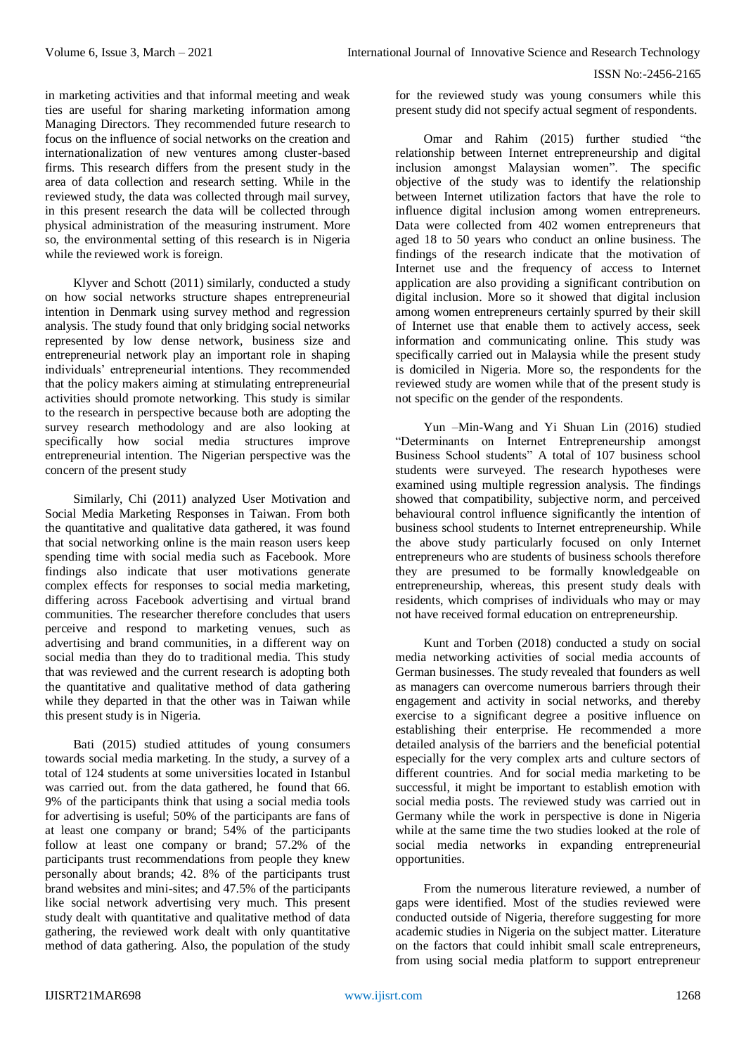in marketing activities and that informal meeting and weak ties are useful for sharing marketing information among Managing Directors. They recommended future research to focus on the influence of social networks on the creation and internationalization of new ventures among cluster-based firms. This research differs from the present study in the area of data collection and research setting. While in the reviewed study, the data was collected through mail survey, in this present research the data will be collected through physical administration of the measuring instrument. More so, the environmental setting of this research is in Nigeria while the reviewed work is foreign.

Klyver and Schott (2011) similarly, conducted a study on how social networks structure shapes entrepreneurial intention in Denmark using survey method and regression analysis. The study found that only bridging social networks represented by low dense network, business size and entrepreneurial network play an important role in shaping individuals' entrepreneurial intentions. They recommended that the policy makers aiming at stimulating entrepreneurial activities should promote networking. This study is similar to the research in perspective because both are adopting the survey research methodology and are also looking at specifically how social media structures improve entrepreneurial intention. The Nigerian perspective was the concern of the present study

Similarly, Chi (2011) analyzed User Motivation and Social Media Marketing Responses in Taiwan. From both the quantitative and qualitative data gathered, it was found that social networking online is the main reason users keep spending time with social media such as Facebook. More findings also indicate that user motivations generate complex effects for responses to social media marketing, differing across Facebook advertising and virtual brand communities. The researcher therefore concludes that users perceive and respond to marketing venues, such as advertising and brand communities, in a different way on social media than they do to traditional media. This study that was reviewed and the current research is adopting both the quantitative and qualitative method of data gathering while they departed in that the other was in Taiwan while this present study is in Nigeria.

Bati (2015) studied attitudes of young consumers towards social media marketing. In the study, a survey of a total of 124 students at some universities located in Istanbul was carried out. from the data gathered, he found that 66. 9% of the participants think that using a social media tools for advertising is useful; 50% of the participants are fans of at least one company or brand; 54% of the participants follow at least one company or brand; 57.2% of the participants trust recommendations from people they knew personally about brands; 42. 8% of the participants trust brand websites and mini-sites; and 47.5% of the participants like social network advertising very much. This present study dealt with quantitative and qualitative method of data gathering, the reviewed work dealt with only quantitative method of data gathering. Also, the population of the study for the reviewed study was young consumers while this present study did not specify actual segment of respondents.

Omar and Rahim (2015) further studied "the relationship between Internet entrepreneurship and digital inclusion amongst Malaysian women". The specific objective of the study was to identify the relationship between Internet utilization factors that have the role to influence digital inclusion among women entrepreneurs. Data were collected from 402 women entrepreneurs that aged 18 to 50 years who conduct an online business. The findings of the research indicate that the motivation of Internet use and the frequency of access to Internet application are also providing a significant contribution on digital inclusion. More so it showed that digital inclusion among women entrepreneurs certainly spurred by their skill of Internet use that enable them to actively access, seek information and communicating online. This study was specifically carried out in Malaysia while the present study is domiciled in Nigeria. More so, the respondents for the reviewed study are women while that of the present study is not specific on the gender of the respondents.

Yun –Min-Wang and Yi Shuan Lin (2016) studied "Determinants on Internet Entrepreneurship amongst Business School students" A total of 107 business school students were surveyed. The research hypotheses were examined using multiple regression analysis. The findings showed that compatibility, subjective norm, and perceived behavioural control influence significantly the intention of business school students to Internet entrepreneurship. While the above study particularly focused on only Internet entrepreneurs who are students of business schools therefore they are presumed to be formally knowledgeable on entrepreneurship, whereas, this present study deals with residents, which comprises of individuals who may or may not have received formal education on entrepreneurship.

Kunt and Torben (2018) conducted a study on social media networking activities of social media accounts of German businesses. The study revealed that founders as well as managers can overcome numerous barriers through their engagement and activity in social networks, and thereby exercise to a significant degree a positive influence on establishing their enterprise. He recommended a more detailed analysis of the barriers and the beneficial potential especially for the very complex arts and culture sectors of different countries. And for social media marketing to be successful, it might be important to establish emotion with social media posts. The reviewed study was carried out in Germany while the work in perspective is done in Nigeria while at the same time the two studies looked at the role of social media networks in expanding entrepreneurial opportunities.

From the numerous literature reviewed, a number of gaps were identified. Most of the studies reviewed were conducted outside of Nigeria, therefore suggesting for more academic studies in Nigeria on the subject matter. Literature on the factors that could inhibit small scale entrepreneurs, from using social media platform to support entrepreneur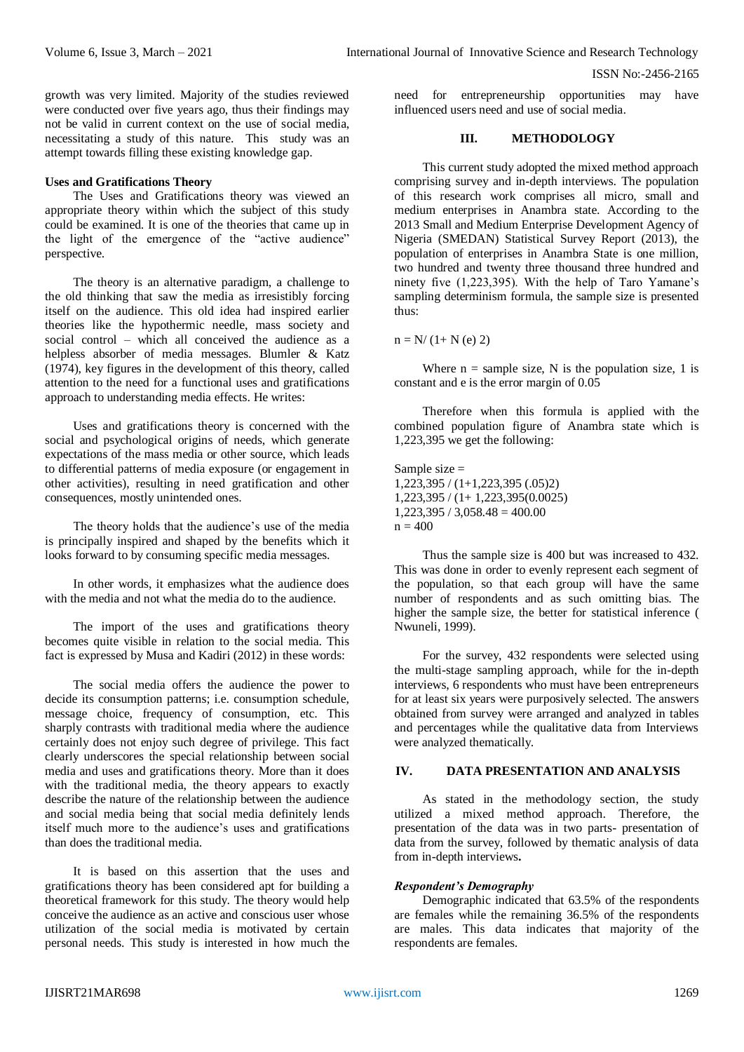growth was very limited. Majority of the studies reviewed were conducted over five years ago, thus their findings may not be valid in current context on the use of social media, necessitating a study of this nature. This study was an attempt towards filling these existing knowledge gap.

**Uses and Gratifications Theory**

The Uses and Gratifications theory was viewed an appropriate theory within which the subject of this study could be examined. It is one of the theories that came up in the light of the emergence of the "active audience" perspective.

The theory is an alternative paradigm, a challenge to the old thinking that saw the media as irresistibly forcing itself on the audience. This old idea had inspired earlier theories like the hypothermic needle, mass society and social control – which all conceived the audience as a helpless absorber of media messages. Blumler & Katz (1974), key figures in the development of this theory, called attention to the need for a functional uses and gratifications approach to understanding media effects. He writes:

Uses and gratifications theory is concerned with the social and psychological origins of needs, which generate expectations of the mass media or other source, which leads to differential patterns of media exposure (or engagement in other activities), resulting in need gratification and other consequences, mostly unintended ones.

The theory holds that the audience's use of the media is principally inspired and shaped by the benefits which it looks forward to by consuming specific media messages.

In other words, it emphasizes what the audience does with the media and not what the media do to the audience.

The import of the uses and gratifications theory becomes quite visible in relation to the social media. This fact is expressed by Musa and Kadiri (2012) in these words:

The social media offers the audience the power to decide its consumption patterns; i.e. consumption schedule, message choice, frequency of consumption, etc. This sharply contrasts with traditional media where the audience certainly does not enjoy such degree of privilege. This fact clearly underscores the special relationship between social media and uses and gratifications theory. More than it does with the traditional media, the theory appears to exactly describe the nature of the relationship between the audience and social media being that social media definitely lends itself much more to the audience's uses and gratifications than does the traditional media.

It is based on this assertion that the uses and gratifications theory has been considered apt for building a theoretical framework for this study. The theory would help conceive the audience as an active and conscious user whose utilization of the social media is motivated by certain personal needs. This study is interested in how much the need for entrepreneurship opportunities may have influenced users need and use of social media.

## III. METHODOLOGY

This current study adopted the mixed method approach comprising survey and in-depth interviews. The population of this research work comprises all micro, small and medium enterprises in Anambra state. According to the 2013 Small and Medium Enterprise Development Agency of Nigeria (SMEDAN) Statistical Survey Report (2013), the population of enterprises in Anambra State is one million, two hundred and twenty three thousand three hundred and ninety five (1,223,395). With the help of Taro Yamane's sampling determinism formula, the sample size is presented thus:

$n = N/ (1+ N (e) 2)$

Where n = sample size, N is the population size, 1 is constant and e is the error margin of 0.05

Therefore when this formula is applied with the combined population figure of Anambra state which is 1,223,395 we get the following:

Sample size =
1,223,395 / (1+1,223,395 (.05)2)
1,223,395 / (1+ 1,223,395(0.0025)
1,223,395 / 3,058.48 = 400.00
n = 400

Thus the sample size is 400 but was increased to 432. This was done in order to evenly represent each segment of the population, so that each group will have the same number of respondents and as such omitting bias. The higher the sample size, the better for statistical inference ( Nwuneli, 1999).

For the survey, 432 respondents were selected using the multi-stage sampling approach, while for the in-depth interviews, 6 respondents who must have been entrepreneurs for at least six years were purposively selected. The answers obtained from survey were arranged and analyzed in tables and percentages while the qualitative data from Interviews were analyzed thematically.

## IV. DATA PRESENTATION AND ANALYSIS

As stated in the methodology section, the study utilized a mixed method approach. Therefore, the presentation of the data was in two parts- presentation of data from the survey, followed by thematic analysis of data from in-depth interviews**.**

***Respondent's Demography***

Demographic indicated that 63.5% of the respondents are females while the remaining 36.5% of the respondents are males. This data indicates that majority of the respondents are females.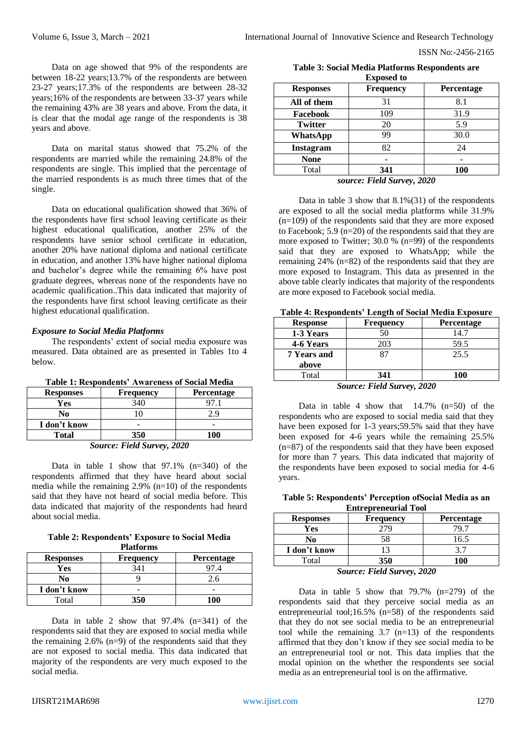Data on age showed that 9% of the respondents are between 18-22 years;13.7% of the respondents are between 23-27 years;17.3% of the respondents are between 28-32 years;16% of the respondents are between 33-37 years while the remaining 43% are 38 years and above. From the data, it is clear that the modal age range of the respondents is 38 years and above.

Data on marital status showed that 75.2% of the respondents are married while the remaining 24.8% of the respondents are single. This implied that the percentage of the married respondents is as much three times that of the single.

Data on educational qualification showed that 36% of the respondents have first school leaving certificate as their highest educational qualification, another 25% of the respondents have senior school certificate in education, another 20% have national diploma and national certificate in education, and another 13% have higher national diploma and bachelor's degree while the remaining 6% have post graduate degrees, whereas none of the respondents have no academic qualification..This data indicated that majority of the respondents have first school leaving certificate as their highest educational qualification.

### *Exposure to Social Media Platforms*

The respondents' extent of social media exposure was measured. Data obtained are as presented in Tables 1to 4 below.

**Table 1: Respondents' Awareness of Social Media**

| Responses | Frequency | Percentage |
|---|---|---|
| **Yes** | 340 | 97.1 |
| **No** | 10 | 2.9 |
| **I don't know** | - | - |
| **Total** | **350** | **100** |

***Source: Field Survey, 2020***

Data in table 1 show that 97.1% (n=340) of the respondents affirmed that they have heard about social media while the remaining 2.9% (n=10) of the respondents said that they have not heard of social media before. This data indicated that majority of the respondents had heard about social media.

**Table 2: Respondents' Exposure to Social Media Platforms**

| Responses | Frequency | Percentage |
|---|---|---|
| **Yes** | 341 | 97.4 |
| **No** | 9 | 2.6 |
| **I don't know** | - | - |
| Total | **350** | **100** |

Data in table 2 show that 97.4% (n=341) of the respondents said that they are exposed to social media while the remaining 2.6% (n=9) of the respondents said that they are not exposed to social media. This data indicated that majority of the respondents are very much exposed to the social media.

**Table 3: Social Media Platforms Respondents are Exposed to**

| Responses | Frequency | Percentage |
|---|---|---|
| **All of them** | 31 | 8.1 |
| **Facebook** | 109 | 31.9 |
| **Twitter** | 20 | 5.9 |
| **WhatsApp** | 99 | 30.0 |
| **Instagram** | 82 | 24 |
| **None** | - | - |
| Total | **341** | **100** |

***source: Field Survey, 2020***

Data in table 3 show that 8.1%(31) of the respondents are exposed to all the social media platforms while 31.9% (n=109) of the respondents said that they are more exposed to Facebook; 5.9 (n=20) of the respondents said that they are more exposed to Twitter; 30.0 % (n=99) of the respondents said that they are exposed to WhatsApp; while the remaining 24% (n=82) of the respondents said that they are more exposed to Instagram. This data as presented in the above table clearly indicates that majority of the respondents are more exposed to Facebook social media.

**Table 4: Respondents' Length of Social Media Exposure**

| Response | Frequency | Percentage |
|---|---|---|
| **1-3 Years** | 50 | 14.7 |
| **4-6 Years** | 203 | 59.5 |
| **7 Years and above** | 87 | 25.5 |
| Total | **341** | **100** |

***Source: Field Survey, 2020***

Data in table 4 show that 14.7% (n=50) of the respondents who are exposed to social media said that they have been exposed for 1-3 years;59.5% said that they have been exposed for 4-6 years while the remaining 25.5% (n=87) of the respondents said that they have been exposed for more than 7 years. This data indicated that majority of the respondents have been exposed to social media for 4-6 years.

**Table 5: Respondents' Perception ofSocial Media as an Entrepreneurial Tool**

| Responses | Frequency | Percentage |
|---|---|---|
| **Yes** | 279 | 79.7 |
| **No** | 58 | 16.5 |
| **I don't know** | 13 | 3.7 |
| Total | **350** | **100** |

***Source: Field Survey, 2020***

Data in table 5 show that 79.7% (n=279) of the respondents said that they perceive social media as an entrepreneurial tool;16.5% (n=58) of the respondents said that they do not see social media to be an entrepreneurial tool while the remaining 3.7 (n=13) of the respondents affirmed that they don't know if they see social media to be an entrepreneurial tool or not. This data implies that the modal opinion on the whether the respondents see social media as an entrepreneurial tool is on the affirmative.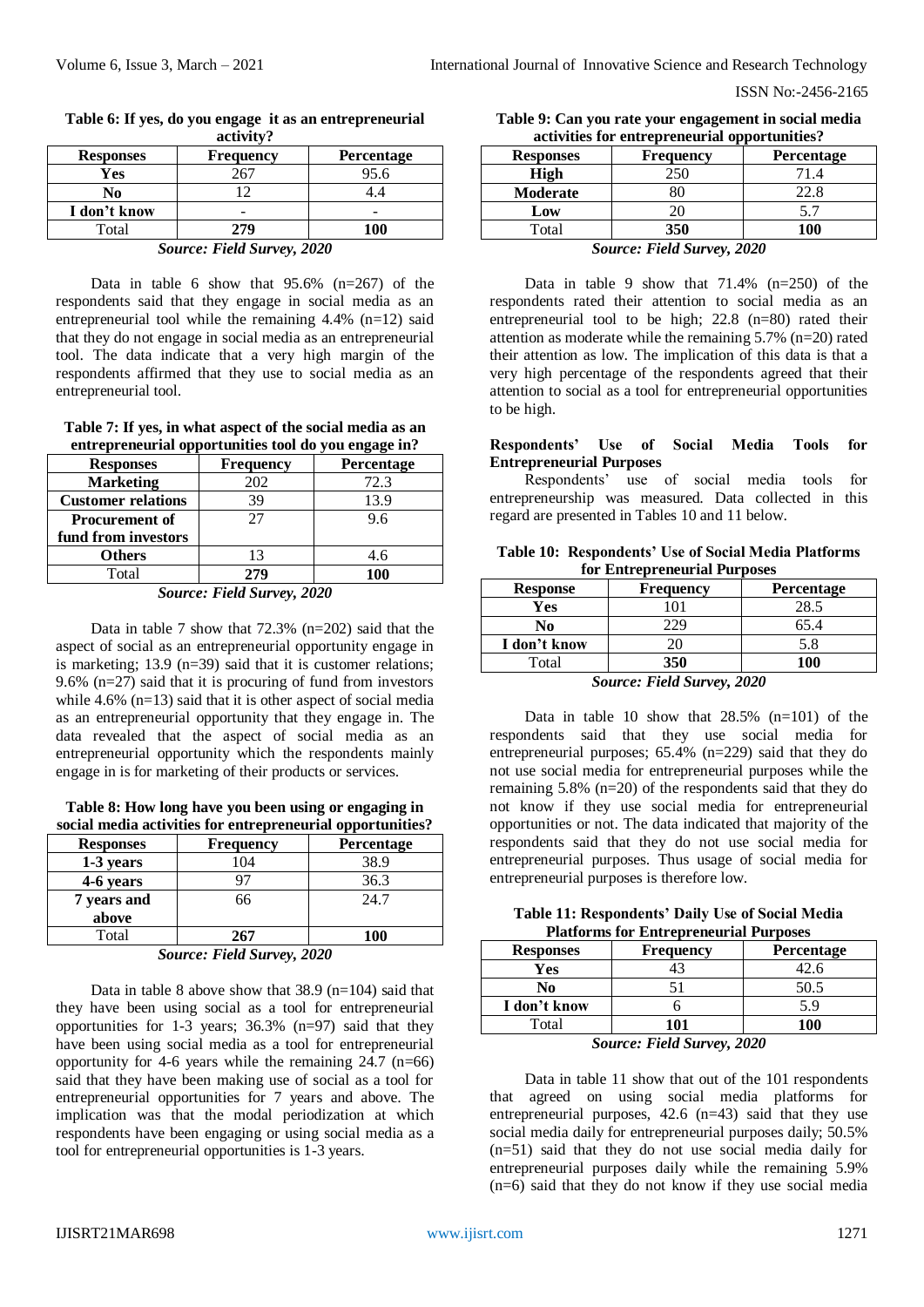**Table 6: If yes, do you engage it as an entrepreneurial activity?**

| Responses | Frequency | Percentage |
|---|---|---|
| **Yes** | 267 | 95.6 |
| **No** | 12 | 4.4 |
| **I don't know** | - | - |
| Total | **279** | **100** |

***Source: Field Survey, 2020***

Data in table 6 show that 95.6% (n=267) of the respondents said that they engage in social media as an entrepreneurial tool while the remaining 4.4% (n=12) said that they do not engage in social media as an entrepreneurial tool. The data indicate that a very high margin of the respondents affirmed that they use to social media as an entrepreneurial tool.

**Table 7: If yes, in what aspect of the social media as an entrepreneurial opportunities tool do you engage in?**

| Responses | Frequency | Percentage |
|---|---|---|
| **Marketing** | 202 | 72.3 |
| **Customer relations** | 39 | 13.9 |
| **Procurement of fund from investors** | 27 | 9.6 |
| **Others** | 13 | 4.6 |
| Total | **279** | **100** |

***Source: Field Survey, 2020***

Data in table 7 show that 72.3% (n=202) said that the aspect of social as an entrepreneurial opportunity engage in is marketing; 13.9 (n=39) said that it is customer relations; 9.6% (n=27) said that it is procuring of fund from investors while 4.6% (n=13) said that it is other aspect of social media as an entrepreneurial opportunity that they engage in. The data revealed that the aspect of social media as an entrepreneurial opportunity which the respondents mainly engage in is for marketing of their products or services.

**Table 8: How long have you been using or engaging in social media activities for entrepreneurial opportunities?**

| Responses | Frequency | Percentage |
|---|---|---|
| **1-3 years** | 104 | 38.9 |
| **4-6 years** | 97 | 36.3 |
| **7 years and above** | 66 | 24.7 |
| Total | **267** | **100** |

***Source: Field Survey, 2020***

Data in table 8 above show that 38.9 (n=104) said that they have been using social as a tool for entrepreneurial opportunities for 1-3 years; 36.3% (n=97) said that they have been using social media as a tool for entrepreneurial opportunity for 4-6 years while the remaining 24.7 (n=66) said that they have been making use of social as a tool for entrepreneurial opportunities for 7 years and above. The implication was that the modal periodization at which respondents have been engaging or using social media as a tool for entrepreneurial opportunities is 1-3 years.

**Table 9: Can you rate your engagement in social media activities for entrepreneurial opportunities?**

| Responses | Frequency | Percentage |
|---|---|---|
| **High** | 250 | 71.4 |
| **Moderate** | 80 | 22.8 |
| **Low** | 20 | 5.7 |
| Total | **350** | **100** |

***Source: Field Survey, 2020***

Data in table 9 show that 71.4% (n=250) of the respondents rated their attention to social media as an entrepreneurial tool to be high; 22.8 (n=80) rated their attention as moderate while the remaining 5.7% (n=20) rated their attention as low. The implication of this data is that a very high percentage of the respondents agreed that their attention to social as a tool for entrepreneurial opportunities to be high.

**Respondents' Use of Social Media Tools for Entrepreneurial Purposes**

Respondents' use of social media tools for entrepreneurship was measured. Data collected in this regard are presented in Tables 10 and 11 below.

**Table 10: Respondents' Use of Social Media Platforms for Entrepreneurial Purposes**

| Response | Frequency | Percentage |
|---|---|---|
| **Yes** | 101 | 28.5 |
| **No** | 229 | 65.4 |
| **I don't know** | 20 | 5.8 |
| Total | **350** | **100** |

***Source: Field Survey, 2020***

Data in table 10 show that 28.5% (n=101) of the respondents said that they use social media for entrepreneurial purposes; 65.4% (n=229) said that they do not use social media for entrepreneurial purposes while the remaining 5.8% (n=20) of the respondents said that they do not know if they use social media for entrepreneurial opportunities or not. The data indicated that majority of the respondents said that they do not use social media for entrepreneurial purposes. Thus usage of social media for entrepreneurial purposes is therefore low.

**Table 11: Respondents' Daily Use of Social Media Platforms for Entrepreneurial Purposes**

| Responses | Frequency | Percentage |
|---|---|---|
| **Yes** | 43 | 42.6 |
| **No** | 51 | 50.5 |
| **I don't know** | 6 | 5.9 |
| Total | **101** | **100** |

***Source: Field Survey, 2020***

Data in table 11 show that out of the 101 respondents that agreed on using social media platforms for entrepreneurial purposes, 42.6 (n=43) said that they use social media daily for entrepreneurial purposes daily; 50.5% (n=51) said that they do not use social media daily for entrepreneurial purposes daily while the remaining 5.9% (n=6) said that they do not know if they use social media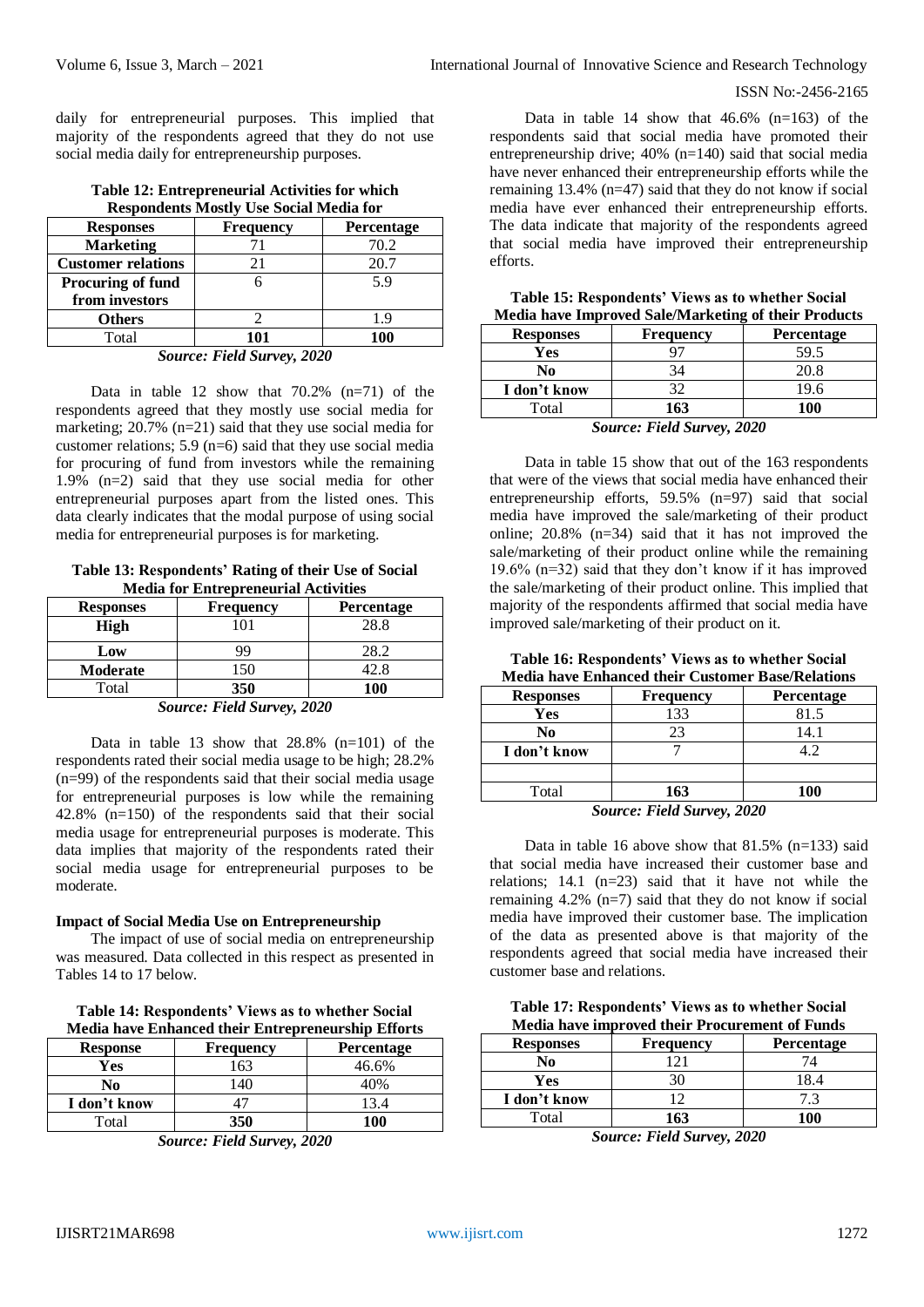daily for entrepreneurial purposes. This implied that majority of the respondents agreed that they do not use social media daily for entrepreneurship purposes.

**Table 12: Entrepreneurial Activities for which Respondents Mostly Use Social Media for**

| Responses | Frequency | Percentage |
|---|---|---|
| **Marketing** | 71 | 70.2 |
| **Customer relations** | 21 | 20.7 |
| **Procuring of fund from investors** | 6 | 5.9 |
| **Others** | 2 | 1.9 |
| Total | **101** | **100** |

*Source: Field Survey, 2020*

Data in table 12 show that 70.2% (n=71) of the respondents agreed that they mostly use social media for marketing; 20.7% (n=21) said that they use social media for customer relations; 5.9 (n=6) said that they use social media for procuring of fund from investors while the remaining 1.9% (n=2) said that they use social media for other entrepreneurial purposes apart from the listed ones. This data clearly indicates that the modal purpose of using social media for entrepreneurial purposes is for marketing.

**Table 13: Respondents' Rating of their Use of Social Media for Entrepreneurial Activities**

| Responses | Frequency | Percentage |
|---|---|---|
| **High** | 101 | 28.8 |
| **Low** | 99 | 28.2 |
| **Moderate** | 150 | 42.8 |
| Total | **350** | **100** |

*Source: Field Survey, 2020*

Data in table 13 show that 28.8% (n=101) of the respondents rated their social media usage to be high; 28.2% (n=99) of the respondents said that their social media usage for entrepreneurial purposes is low while the remaining 42.8% (n=150) of the respondents said that their social media usage for entrepreneurial purposes is moderate. This data implies that majority of the respondents rated their social media usage for entrepreneurial purposes to be moderate.

### Impact of Social Media Use on Entrepreneurship

The impact of use of social media on entrepreneurship was measured. Data collected in this respect as presented in Tables 14 to 17 below.

**Table 14: Respondents' Views as to whether Social Media have Enhanced their Entrepreneurship Efforts**

| Response | Frequency | Percentage |
|---|---|---|
| **Yes** | 163 | 46.6% |
| **No** | 140 | 40% |
| **I don't know** | 47 | 13.4 |
| Total | **350** | **100** |

*Source: Field Survey, 2020*

Data in table 14 show that 46.6% (n=163) of the respondents said that social media have promoted their entrepreneurship drive; 40% (n=140) said that social media have never enhanced their entrepreneurship efforts while the remaining 13.4% (n=47) said that they do not know if social media have ever enhanced their entrepreneurship efforts. The data indicate that majority of the respondents agreed that social media have improved their entrepreneurship efforts.

**Table 15: Respondents' Views as to whether Social Media have Improved Sale/Marketing of their Products**

| Responses | Frequency | Percentage |
|---|---|---|
| **Yes** | 97 | 59.5 |
| **No** | 34 | 20.8 |
| **I don't know** | 32 | 19.6 |
| Total | **163** | **100** |

*Source: Field Survey, 2020*

Data in table 15 show that out of the 163 respondents that were of the views that social media have enhanced their entrepreneurship efforts, 59.5% (n=97) said that social media have improved the sale/marketing of their product online; 20.8% (n=34) said that it has not improved the sale/marketing of their product online while the remaining 19.6% (n=32) said that they don't know if it has improved the sale/marketing of their product online. This implied that majority of the respondents affirmed that social media have improved sale/marketing of their product on it.

**Table 16: Respondents' Views as to whether Social Media have Enhanced their Customer Base/Relations**

| Responses | Frequency | Percentage |
|---|---|---|
| **Yes** | 133 | 81.5 |
| **No** | 23 | 14.1 |
| **I don't know** | 7 | 4.2 |
| | | |
| Total | **163** | **100** |

*Source: Field Survey, 2020*

Data in table 16 above show that 81.5% (n=133) said that social media have increased their customer base and relations; 14.1 (n=23) said that it have not while the remaining 4.2% (n=7) said that they do not know if social media have improved their customer base. The implication of the data as presented above is that majority of the respondents agreed that social media have increased their customer base and relations.

**Table 17: Respondents' Views as to whether Social Media have improved their Procurement of Funds**

| Responses | Frequency | Percentage |
|---|---|---|
| **No** | 121 | 74 |
| **Yes** | 30 | 18.4 |
| **I don't know** | 12 | 7.3 |
| Total | **163** | **100** |

*Source: Field Survey, 2020*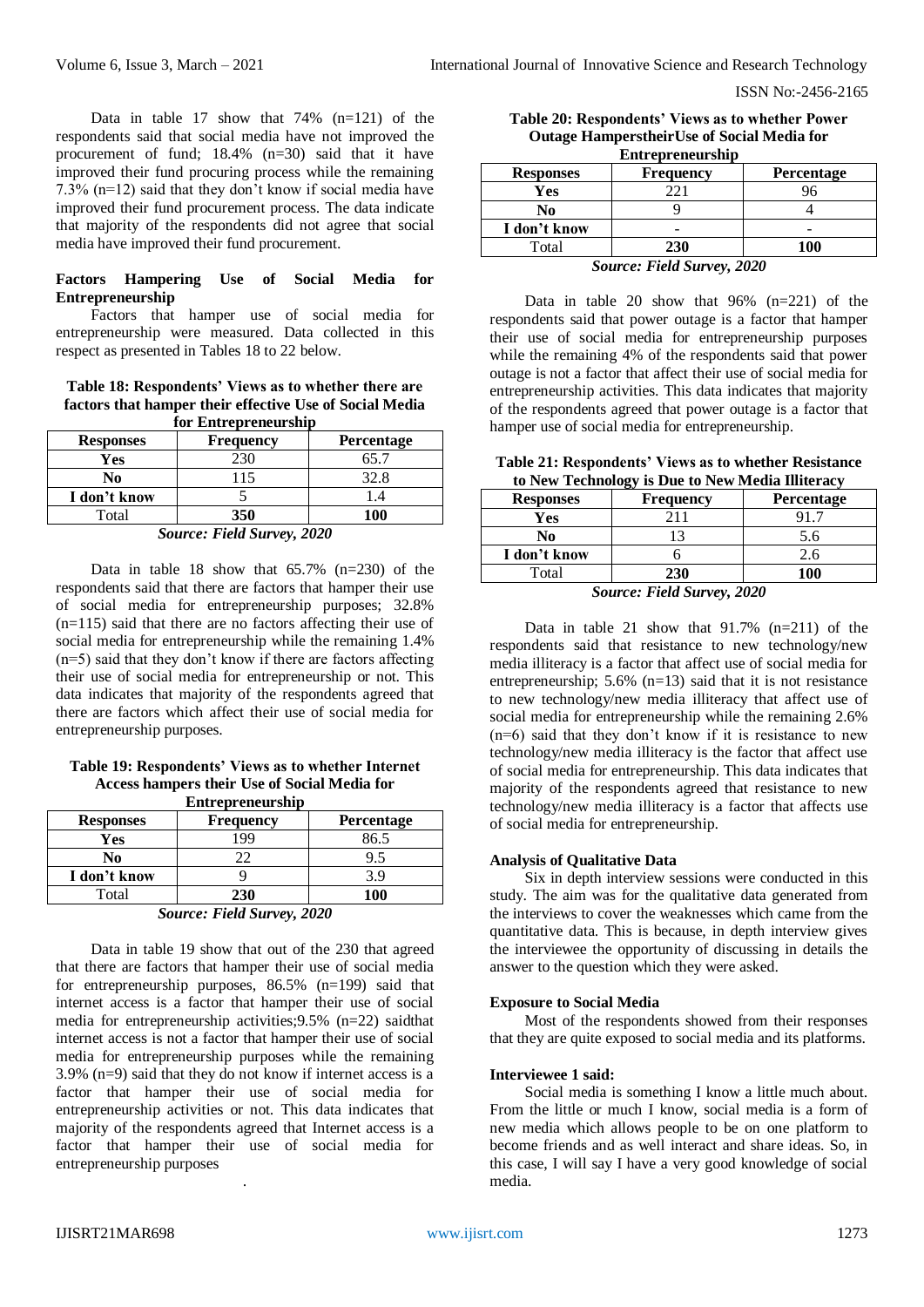Data in table 17 show that 74% (n=121) of the respondents said that social media have not improved the procurement of fund; 18.4% (n=30) said that it have improved their fund procuring process while the remaining 7.3% (n=12) said that they don't know if social media have improved their fund procurement process. The data indicate that majority of the respondents did not agree that social media have improved their fund procurement.

### Factors Hampering Use of Social Media for Entrepreneurship

Factors that hamper use of social media for entrepreneurship were measured. Data collected in this respect as presented in Tables 18 to 22 below.

**Table 18: Respondents' Views as to whether there are factors that hamper their effective Use of Social Media for Entrepreneurship**

| Responses | Frequency | Percentage |
|---|---|---|
| **Yes** | 230 | 65.7 |
| **No** | 115 | 32.8 |
| **I don't know** | 5 | 1.4 |
| Total | **350** | **100** |

***Source: Field Survey, 2020***

Data in table 18 show that 65.7% (n=230) of the respondents said that there are factors that hamper their use of social media for entrepreneurship purposes; 32.8% (n=115) said that there are no factors affecting their use of social media for entrepreneurship while the remaining 1.4% (n=5) said that they don't know if there are factors affecting their use of social media for entrepreneurship or not. This data indicates that majority of the respondents agreed that there are factors which affect their use of social media for entrepreneurship purposes.

**Table 19: Respondents' Views as to whether Internet Access hampers their Use of Social Media for Entrepreneurship**

| Responses | Frequency | Percentage |
|---|---|---|
| **Yes** | 199 | 86.5 |
| **No** | 22 | 9.5 |
| **I don't know** | 9 | 3.9 |
| Total | **230** | **100** |

***Source: Field Survey, 2020***

Data in table 19 show that out of the 230 that agreed that there are factors that hamper their use of social media for entrepreneurship purposes, 86.5% (n=199) said that internet access is a factor that hamper their use of social media for entrepreneurship activities;9.5% (n=22) saidthat internet access is not a factor that hamper their use of social media for entrepreneurship purposes while the remaining 3.9% (n=9) said that they do not know if internet access is a factor that hamper their use of social media for entrepreneurship activities or not. This data indicates that majority of the respondents agreed that Internet access is a factor that hamper their use of social media for entrepreneurship purposes

.

**Table 20: Respondents' Views as to whether Power Outage HamperstheirUse of Social Media for Entrepreneurship**

| Responses | Frequency | Percentage |
|---|---|---|
| **Yes** | 221 | 96 |
| **No** | 9 | 4 |
| **I don't know** | - | - |
| Total | **230** | **100** |

***Source: Field Survey, 2020***

Data in table 20 show that 96% (n=221) of the respondents said that power outage is a factor that hamper their use of social media for entrepreneurship purposes while the remaining 4% of the respondents said that power outage is not a factor that affect their use of social media for entrepreneurship activities. This data indicates that majority of the respondents agreed that power outage is a factor that hamper use of social media for entrepreneurship.

**Table 21: Respondents' Views as to whether Resistance to New Technology is Due to New Media Illiteracy**

| Responses | Frequency | Percentage |
|---|---|---|
| **Yes** | 211 | 91.7 |
| **No** | 13 | 5.6 |
| **I don't know** | 6 | 2.6 |
| Total | **230** | **100** |

***Source: Field Survey, 2020***

Data in table 21 show that 91.7% (n=211) of the respondents said that resistance to new technology/new media illiteracy is a factor that affect use of social media for entrepreneurship; 5.6% (n=13) said that it is not resistance to new technology/new media illiteracy that affect use of social media for entrepreneurship while the remaining 2.6% (n=6) said that they don't know if it is resistance to new technology/new media illiteracy is the factor that affect use of social media for entrepreneurship. This data indicates that majority of the respondents agreed that resistance to new technology/new media illiteracy is a factor that affects use of social media for entrepreneurship.

### Analysis of Qualitative Data

Six in depth interview sessions were conducted in this study. The aim was for the qualitative data generated from the interviews to cover the weaknesses which came from the quantitative data. This is because, in depth interview gives the interviewee the opportunity of discussing in details the answer to the question which they were asked.

### Exposure to Social Media

Most of the respondents showed from their responses that they are quite exposed to social media and its platforms.

**Interviewee 1 said:**

Social media is something I know a little much about. From the little or much I know, social media is a form of new media which allows people to be on one platform to become friends and as well interact and share ideas. So, in this case, I will say I have a very good knowledge of social media.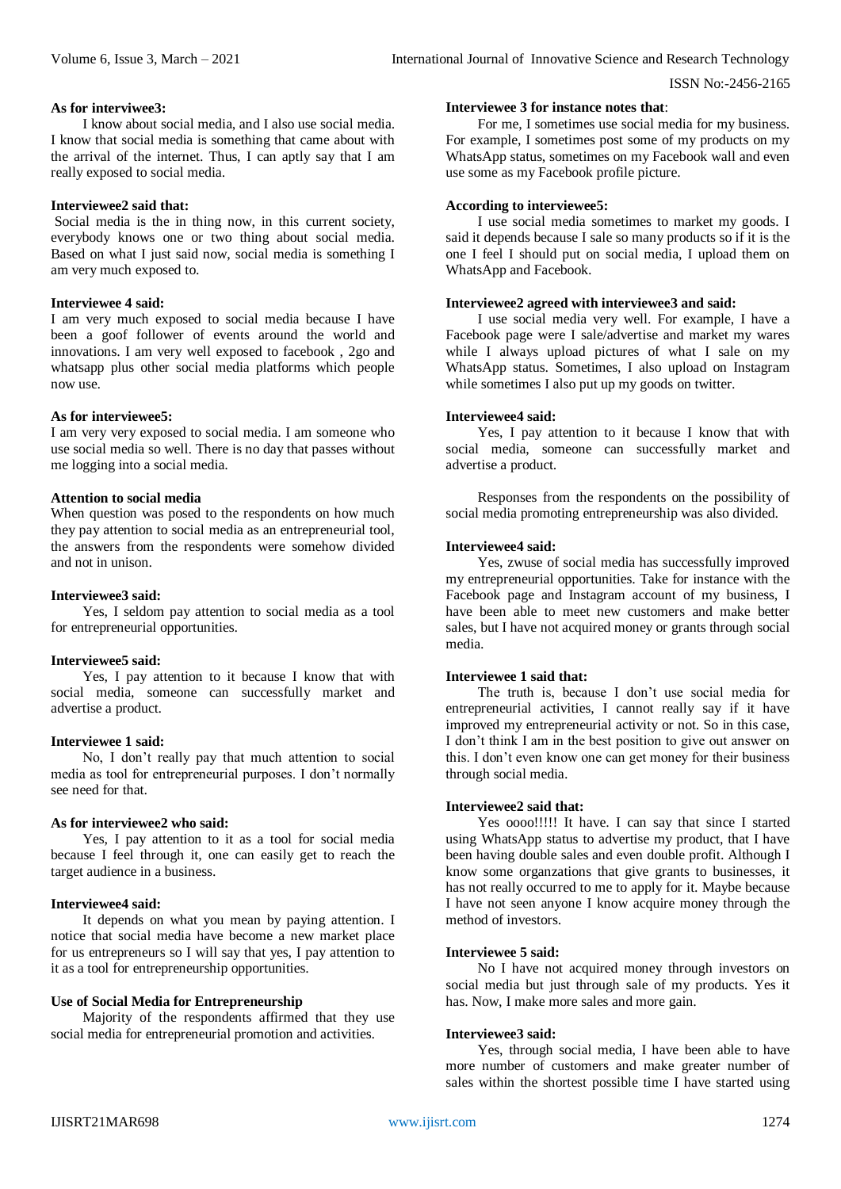**As for interviewee3:**

I know about social media, and I also use social media. I know that social media is something that came about with the arrival of the internet. Thus, I can aptly say that I am really exposed to social media.

**Interviewee2 said that:**

Social media is the in thing now, in this current society, everybody knows one or two thing about social media. Based on what I just said now, social media is something I am very much exposed to.

**Interviewee 4 said:**

I am very much exposed to social media because I have been a goof follower of events around the world and innovations. I am very well exposed to facebook , 2go and whatsapp plus other social media platforms which people now use.

**As for interviewee5:**

I am very very exposed to social media. I am someone who use social media so well. There is no day that passes without me logging into a social media.

**Attention to social media**

When question was posed to the respondents on how much they pay attention to social media as an entrepreneurial tool, the answers from the respondents were somehow divided and not in unison.

**Interviewee3 said:**

Yes, I seldom pay attention to social media as a tool for entrepreneurial opportunities.

**Interviewee5 said:**

Yes, I pay attention to it because I know that with social media, someone can successfully market and advertise a product.

**Interviewee 1 said:**

No, I don't really pay that much attention to social media as tool for entrepreneurial purposes. I don't normally see need for that.

**As for interviewee2 who said:**

Yes, I pay attention to it as a tool for social media because I feel through it, one can easily get to reach the target audience in a business.

**Interviewee4 said:**

It depends on what you mean by paying attention. I notice that social media have become a new market place for us entrepreneurs so I will say that yes, I pay attention to it as a tool for entrepreneurship opportunities.

**Use of Social Media for Entrepreneurship**

Majority of the respondents affirmed that they use social media for entrepreneurial promotion and activities.

**Interviewee 3 for instance notes that**:

For me, I sometimes use social media for my business. For example, I sometimes post some of my products on my WhatsApp status, sometimes on my Facebook wall and even use some as my Facebook profile picture.

**According to interviewee5:**

I use social media sometimes to market my goods. I said it depends because I sale so many products so if it is the one I feel I should put on social media, I upload them on WhatsApp and Facebook.

**Interviewee2 agreed with interviewee3 and said:**

I use social media very well. For example, I have a Facebook page were I sale/advertise and market my wares while I always upload pictures of what I sale on my WhatsApp status. Sometimes, I also upload on Instagram while sometimes I also put up my goods on twitter.

**Interviewee4 said:**

Yes, I pay attention to it because I know that with social media, someone can successfully market and advertise a product.

Responses from the respondents on the possibility of social media promoting entrepreneurship was also divided.

**Interviewee4 said:**

Yes, zwuse of social media has successfully improved my entrepreneurial opportunities. Take for instance with the Facebook page and Instagram account of my business, I have been able to meet new customers and make better sales, but I have not acquired money or grants through social media.

**Interviewee 1 said that:**

The truth is, because I don't use social media for entrepreneurial activities, I cannot really say if it have improved my entrepreneurial activity or not. So in this case, I don't think I am in the best position to give out answer on this. I don't even know one can get money for their business through social media.

**Interviewee2 said that:**

Yes oooo!!!!! It have. I can say that since I started using WhatsApp status to advertise my product, that I have been having double sales and even double profit. Although I know some organzations that give grants to businesses, it has not really occurred to me to apply for it. Maybe because I have not seen anyone I know acquire money through the method of investors.

**Interviewee 5 said:**

No I have not acquired money through investors on social media but just through sale of my products. Yes it has. Now, I make more sales and more gain.

**Interviewee3 said:**

Yes, through social media, I have been able to have more number of customers and make greater number of sales within the shortest possible time I have started using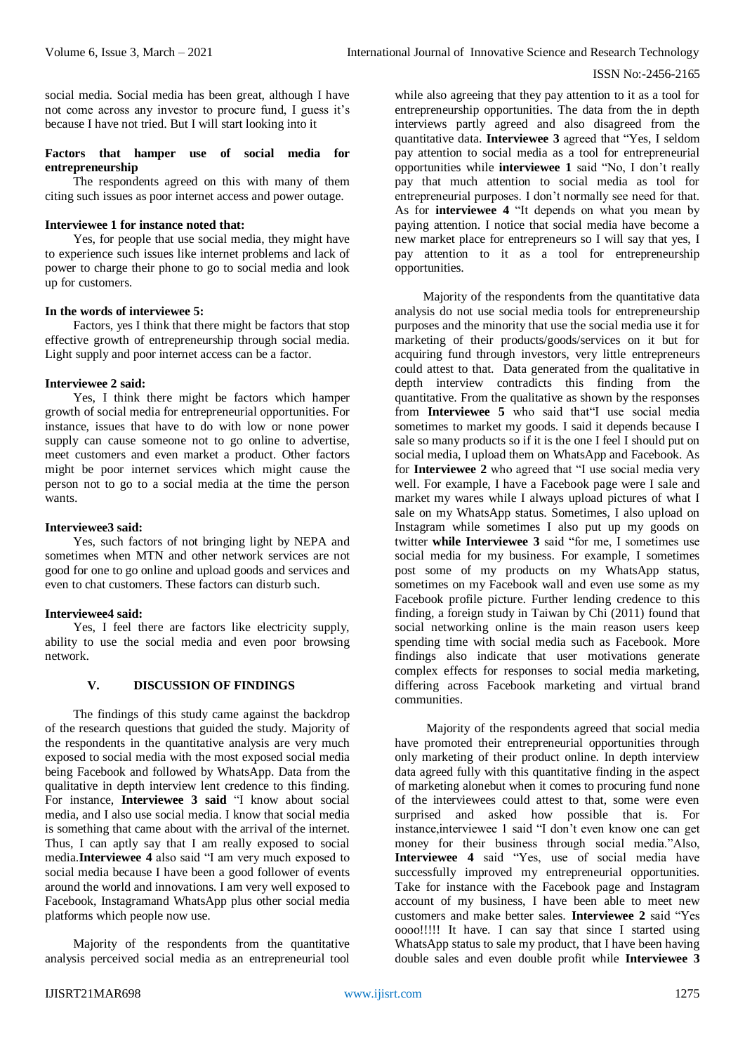social media. Social media has been great, although I have not come across any investor to procure fund, I guess it's because I have not tried. But I will start looking into it

**Factors that hamper use of social media for entrepreneurship**

The respondents agreed on this with many of them citing such issues as poor internet access and power outage.

**Interviewee 1 for instance noted that:**

Yes, for people that use social media, they might have to experience such issues like internet problems and lack of power to charge their phone to go to social media and look up for customers.

**In the words of interviewee 5:**

Factors, yes I think that there might be factors that stop effective growth of entrepreneurship through social media. Light supply and poor internet access can be a factor.

**Interviewee 2 said:**

Yes, I think there might be factors which hamper growth of social media for entrepreneurial opportunities. For instance, issues that have to do with low or none power supply can cause someone not to go online to advertise, meet customers and even market a product. Other factors might be poor internet services which might cause the person not to go to a social media at the time the person wants.

**Interviewee3 said:**

Yes, such factors of not bringing light by NEPA and sometimes when MTN and other network services are not good for one to go online and upload goods and services and even to chat customers. These factors can disturb such.

**Interviewee4 said:**

Yes, I feel there are factors like electricity supply, ability to use the social media and even poor browsing network.

## V. DISCUSSION OF FINDINGS

The findings of this study came against the backdrop of the research questions that guided the study. Majority of the respondents in the quantitative analysis are very much exposed to social media with the most exposed social media being Facebook and followed by WhatsApp. Data from the qualitative in depth interview lent credence to this finding. For instance, **Interviewee 3 said** "I know about social media, and I also use social media. I know that social media is something that came about with the arrival of the internet. Thus, I can aptly say that I am really exposed to social media.**Interviewee 4** also said "I am very much exposed to social media because I have been a good follower of events around the world and innovations. I am very well exposed to Facebook, Instagramand WhatsApp plus other social media platforms which people now use.

Majority of the respondents from the quantitative analysis perceived social media as an entrepreneurial tool while also agreeing that they pay attention to it as a tool for entrepreneurship opportunities. The data from the in depth interviews partly agreed and also disagreed from the quantitative data. **Interviewee 3** agreed that "Yes, I seldom pay attention to social media as a tool for entrepreneurial opportunities while **interviewee 1** said "No, I don't really pay that much attention to social media as tool for entrepreneurial purposes. I don't normally see need for that. As for **interviewee 4** "It depends on what you mean by paying attention. I notice that social media have become a new market place for entrepreneurs so I will say that yes, I pay attention to it as a tool for entrepreneurship opportunities.

Majority of the respondents from the quantitative data analysis do not use social media tools for entrepreneurship purposes and the minority that use the social media use it for marketing of their products/goods/services on it but for acquiring fund through investors, very little entrepreneurs could attest to that. Data generated from the qualitative in depth interview contradicts this finding from the quantitative. From the qualitative as shown by the responses from **Interviewee 5** who said that"I use social media sometimes to market my goods. I said it depends because I sale so many products so if it is the one I feel I should put on social media, I upload them on WhatsApp and Facebook. As for **Interviewee 2** who agreed that "I use social media very well. For example, I have a Facebook page were I sale and market my wares while I always upload pictures of what I sale on my WhatsApp status. Sometimes, I also upload on Instagram while sometimes I also put up my goods on twitter **while Interviewee 3** said "for me, I sometimes use social media for my business. For example, I sometimes post some of my products on my WhatsApp status, sometimes on my Facebook wall and even use some as my Facebook profile picture. Further lending credence to this finding, a foreign study in Taiwan by Chi (2011) found that social networking online is the main reason users keep spending time with social media such as Facebook. More findings also indicate that user motivations generate complex effects for responses to social media marketing, differing across Facebook marketing and virtual brand communities.

Majority of the respondents agreed that social media have promoted their entrepreneurial opportunities through only marketing of their product online. In depth interview data agreed fully with this quantitative finding in the aspect of marketing alonebut when it comes to procuring fund none of the interviewees could attest to that, some were even surprised and asked how possible that is. For instance,interviewee 1 said "I don't even know one can get money for their business through social media."Also, **Interviewee 4** said "Yes, use of social media have successfully improved my entrepreneurial opportunities. Take for instance with the Facebook page and Instagram account of my business, I have been able to meet new customers and make better sales. **Interviewee 2** said "Yes oooo!!!!! It have. I can say that since I started using WhatsApp status to sale my product, that I have been having double sales and even double profit while **Interviewee 3**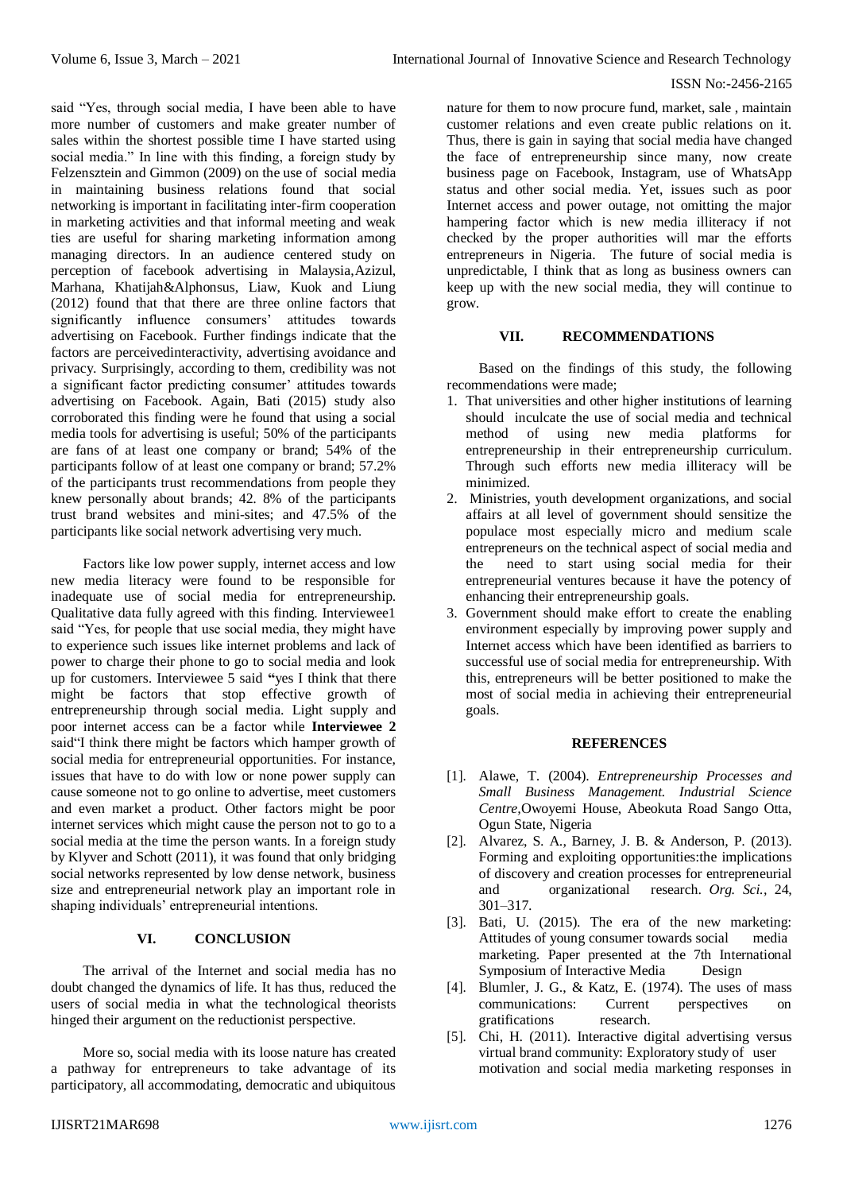said "Yes, through social media, I have been able to have more number of customers and make greater number of sales within the shortest possible time I have started using social media." In line with this finding, a foreign study by Felzensztein and Gimmon (2009) on the use of social media in maintaining business relations found that social networking is important in facilitating inter-firm cooperation in marketing activities and that informal meeting and weak ties are useful for sharing marketing information among managing directors. In an audience centered study on perception of facebook advertising in Malaysia,Azizul, Marhana, Khatijah&Alphonsus, Liaw, Kuok and Liung (2012) found that that there are three online factors that significantly influence consumers' attitudes towards advertising on Facebook. Further findings indicate that the factors are perceivedinteractivity, advertising avoidance and privacy. Surprisingly, according to them, credibility was not a significant factor predicting consumer' attitudes towards advertising on Facebook. Again, Bati (2015) study also corroborated this finding were he found that using a social media tools for advertising is useful; 50% of the participants are fans of at least one company or brand; 54% of the participants follow of at least one company or brand; 57.2% of the participants trust recommendations from people they knew personally about brands; 42. 8% of the participants trust brand websites and mini-sites; and 47.5% of the participants like social network advertising very much.

Factors like low power supply, internet access and low new media literacy were found to be responsible for inadequate use of social media for entrepreneurship. Qualitative data fully agreed with this finding. Interviewee1 said "Yes, for people that use social media, they might have to experience such issues like internet problems and lack of power to charge their phone to go to social media and look up for customers. Interviewee 5 said **"**yes I think that there might be factors that stop effective growth of entrepreneurship through social media. Light supply and poor internet access can be a factor while **Interviewee 2** said"I think there might be factors which hamper growth of social media for entrepreneurial opportunities. For instance, issues that have to do with low or none power supply can cause someone not to go online to advertise, meet customers and even market a product. Other factors might be poor internet services which might cause the person not to go to a social media at the time the person wants. In a foreign study by Klyver and Schott (2011), it was found that only bridging social networks represented by low dense network, business size and entrepreneurial network play an important role in shaping individuals' entrepreneurial intentions.

## VI. CONCLUSION

The arrival of the Internet and social media has no doubt changed the dynamics of life. It has thus, reduced the users of social media in what the technological theorists hinged their argument on the reductionist perspective.

More so, social media with its loose nature has created a pathway for entrepreneurs to take advantage of its participatory, all accommodating, democratic and ubiquitous nature for them to now procure fund, market, sale , maintain customer relations and even create public relations on it. Thus, there is gain in saying that social media have changed the face of entrepreneurship since many, now create business page on Facebook, Instagram, use of WhatsApp status and other social media. Yet, issues such as poor Internet access and power outage, not omitting the major hampering factor which is new media illiteracy if not checked by the proper authorities will mar the efforts entrepreneurs in Nigeria. The future of social media is unpredictable, I think that as long as business owners can keep up with the new social media, they will continue to grow.

## VII. RECOMMENDATIONS

Based on the findings of this study, the following recommendations were made;

1. That universities and other higher institutions of learning should inculcate the use of social media and technical method of using new media platforms for entrepreneurship in their entrepreneurship curriculum. Through such efforts new media illiteracy will be minimized.
2. Ministries, youth development organizations, and social affairs at all level of government should sensitize the populace most especially micro and medium scale entrepreneurs on the technical aspect of social media and the need to start using social media for their entrepreneurial ventures because it have the potency of enhancing their entrepreneurship goals.
3. Government should make effort to create the enabling environment especially by improving power supply and Internet access which have been identified as barriers to successful use of social media for entrepreneurship. With this, entrepreneurs will be better positioned to make the most of social media in achieving their entrepreneurial goals.

## REFERENCES

[1]. Alawe, T. (2004). *Entrepreneurship Processes and Small Business Management. Industrial Science Centre,*Owoyemi House, Abeokuta Road Sango Otta, Ogun State, Nigeria

[2]. Alvarez, S. A., Barney, J. B. & Anderson, P. (2013). Forming and exploiting opportunities:the implications of discovery and creation processes for entrepreneurial and organizational research. *Org. Sci.,* 24, 301–317.

[3]. Bati, U. (2015). The era of the new marketing: Attitudes of young consumer towards social media marketing. Paper presented at the 7th International Symposium of Interactive Media Design

[4]. Blumler, J. G., & Katz, E. (1974). The uses of mass communications: Current perspectives on gratifications research.

[5]. Chi, H. (2011). Interactive digital advertising versus virtual brand community: Exploratory study of user motivation and social media marketing responses in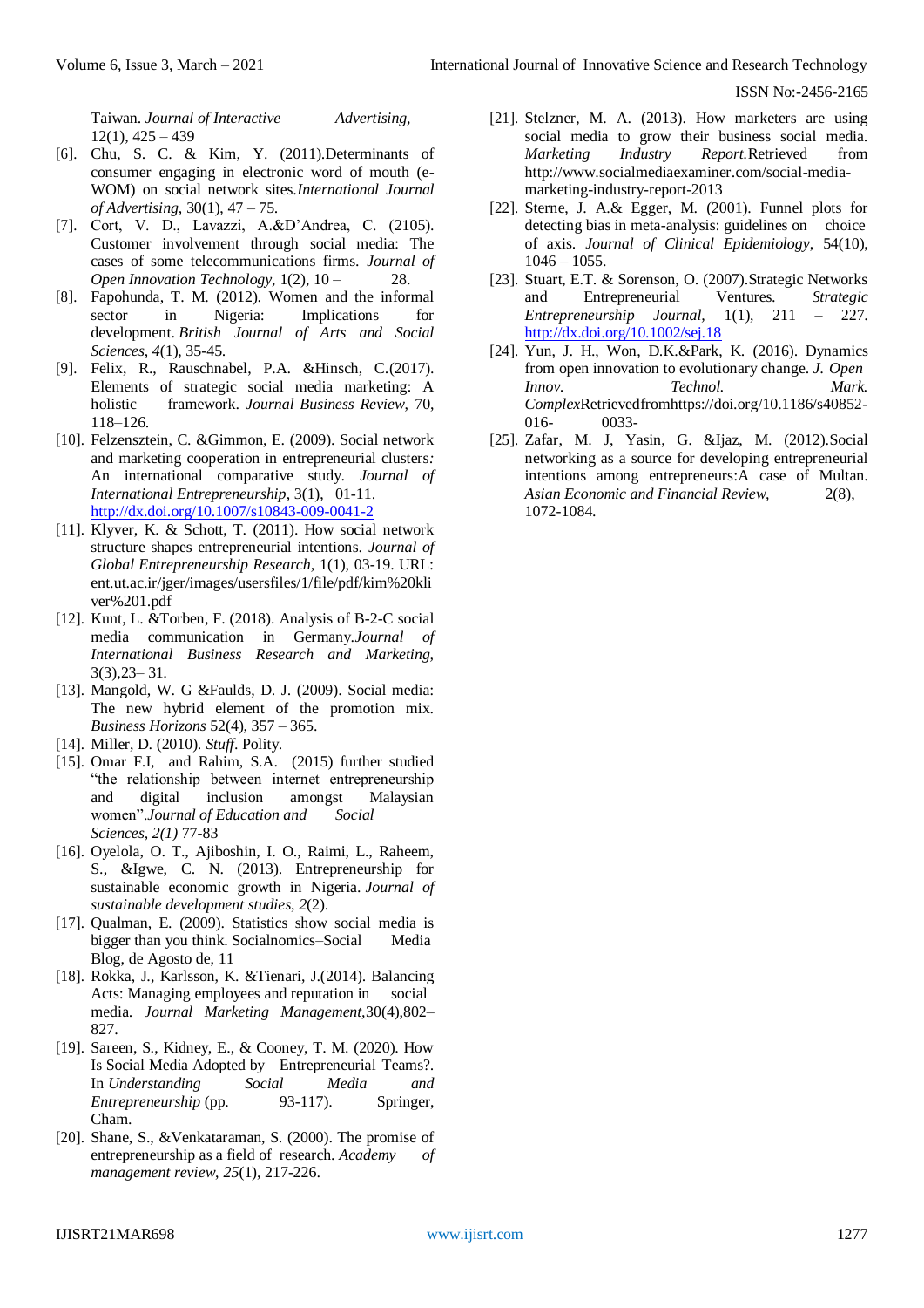Taiwan. *Journal of Interactive Advertising*, 12(1), 425 – 439

[6]. Chu, S. C. & Kim, Y. (2011).Determinants of consumer engaging in electronic word of mouth (e-WOM) on social network sites.*International Journal of Advertising*, 30(1), 47 – 75.

[7]. Cort, V. D., Lavazzi, A.&D'Andrea, C. (2105). Customer involvement through social media: The cases of some telecommunications firms. *Journal of Open Innovation Technology*, 1(2), 10 – 28.

[8]. Fapohunda, T. M. (2012). Women and the informal sector in Nigeria: Implications for development. *British Journal of Arts and Social Sciences*, *4*(1), 35-45.

[9]. Felix, R., Rauschnabel, P.A. &Hinsch, C.(2017). Elements of strategic social media marketing: A holistic framework. *Journal Business Review*, 70, 118–126.

[10]. Felzensztein, C. &Gimmon, E. (2009). Social network and marketing cooperation in entrepreneurial clusters*:* An international comparative study. *Journal of International Entrepreneurship*, 3(1), 01-11. http://dx.doi.org/10.1007/s10843-009-0041-2

[11]. Klyver, K. & Schott, T. (2011). How social network structure shapes entrepreneurial intentions. *Journal of Global Entrepreneurship Research,* 1(1), 03-19. URL: ent.ut.ac.ir/jger/images/usersfiles/1/file/pdf/kim%20kliver%201.pdf

[12]. Kunt, L. &Torben, F. (2018). Analysis of B-2-C social media communication in Germany.*Journal of International Business Research and Marketing,* 3(3),23– 31.

[13]. Mangold, W. G &Faulds, D. J. (2009). Social media: The new hybrid element of the promotion mix. *Business Horizons* 52(4), 357 – 365.

[14]. Miller, D. (2010). *Stuff*. Polity.

[15]. Omar F.I, and Rahim, S.A. (2015) further studied "the relationship between internet entrepreneurship and digital inclusion amongst Malaysian women".*Journal of Education and Social Sciences, 2(1)* 77-83

[16]. Oyelola, O. T., Ajiboshin, I. O., Raimi, L., Raheem, S., &Igwe, C. N. (2013). Entrepreneurship for sustainable economic growth in Nigeria. *Journal of sustainable development studies*, *2*(2).

[17]. Qualman, E. (2009). Statistics show social media is bigger than you think. Socialnomics–Social Media Blog, de Agosto de, 11

[18]. Rokka, J., Karlsson, K. &Tienari, J.(2014). Balancing Acts: Managing employees and reputation in social media. *Journal Marketing Management*,30(4),802–827.

[19]. Sareen, S., Kidney, E., & Cooney, T. M. (2020). How Is Social Media Adopted by Entrepreneurial Teams?. In *Understanding Social Media and Entrepreneurship* (pp. 93-117). Springer, Cham.

[20]. Shane, S., &Venkataraman, S. (2000). The promise of entrepreneurship as a field of research. *Academy of management review*, *25*(1), 217-226.

[21]. Stelzner, M. A. (2013). How marketers are using social media to grow their business social media. *Marketing Industry Report.*Retrieved from http://www.socialmediaexaminer.com/social-media-marketing-industry-report-2013

[22]. Sterne, J. A.& Egger, M. (2001). Funnel plots for detecting bias in meta-analysis: guidelines on choice of axis. *Journal of Clinical Epidemiology*, 54(10), 1046 – 1055.

[23]. Stuart, E.T. & Sorenson, O. (2007).Strategic Networks and Entrepreneurial Ventures. *Strategic Entrepreneurship Journal,* 1(1), 211 – 227. http://dx.doi.org/10.1002/sej.18

[24]. Yun, J. H., Won, D.K.&Park, K. (2016). Dynamics from open innovation to evolutionary change. *J. Open Innov. Technol. Mark. Complex*Retrievedfromhttps://doi.org/10.1186/s40852-016- 0033-

[25]. Zafar, M. J, Yasin, G. &Ijaz, M. (2012).Social networking as a source for developing entrepreneurial intentions among entrepreneurs:A case of Multan. *Asian Economic and Financial Review,* 2(8), 1072-1084.